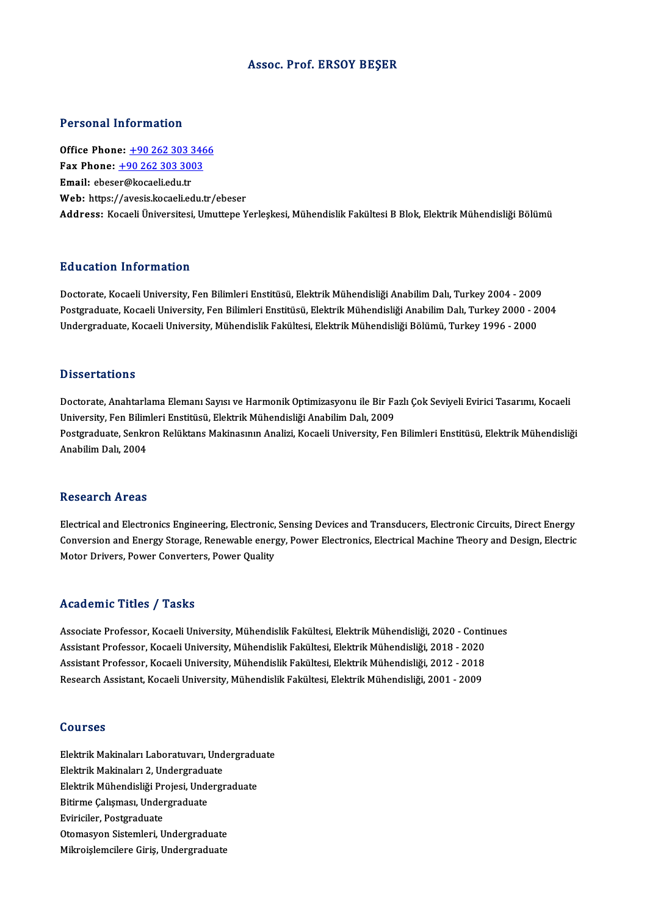# Assoc. Prof. ERSOY BEŞER

## Personal Information

**Office Phone:** +90 262 303 3466
**Fax Phone:** +90 262 303 3003
**Email:** ebeser@kocaeli.edu.tr
**Web:** https://avesis.kocaeli.edu.tr/ebeser
**Address:** Kocaeli Üniversitesi, Umuttepe Yerleşkesi, Mühendislik Fakültesi B Blok, Elektrik Mühendisliği Bölümü

## Education Information

Doctorate, Kocaeli University, Fen Bilimleri Enstitüsü, Elektrik Mühendisliği Anabilim Dalı, Turkey 2004 - 2009
Postgraduate, Kocaeli University, Fen Bilimleri Enstitüsü, Elektrik Mühendisliği Anabilim Dalı, Turkey 2000 - 2004
Undergraduate, Kocaeli University, Mühendislik Fakültesi, Elektrik Mühendisliği Bölümü, Turkey 1996 - 2000

## Dissertations

Doctorate, Anahtarlama Elemanı Sayısı ve Harmonik Optimizasyonu ile Bir Fazlı Çok Seviyeli Evirici Tasarımı, Kocaeli University, Fen Bilimleri Enstitüsü, Elektrik Mühendisliği Anabilim Dalı, 2009
Postgraduate, Senkron Relüktans Makinasının Analizi, Kocaeli University, Fen Bilimleri Enstitüsü, Elektrik Mühendisliği Anabilim Dalı, 2004

## Research Areas

Electrical and Electronics Engineering, Electronic, Sensing Devices and Transducers, Electronic Circuits, Direct Energy Conversion and Energy Storage, Renewable energy, Power Electronics, Electrical Machine Theory and Design, Electric Motor Drivers, Power Converters, Power Quality

## Academic Titles / Tasks

Associate Professor, Kocaeli University, Mühendislik Fakültesi, Elektrik Mühendisliği, 2020 - Continues
Assistant Professor, Kocaeli University, Mühendislik Fakültesi, Elektrik Mühendisliği, 2018 - 2020
Assistant Professor, Kocaeli University, Mühendislik Fakültesi, Elektrik Mühendisliği, 2012 - 2018
Research Assistant, Kocaeli University, Mühendislik Fakültesi, Elektrik Mühendisliği, 2001 - 2009

## Courses

Elektrik Makinaları Laboratuvarı, Undergraduate
Elektrik Makinaları 2, Undergraduate
Elektrik Mühendisliği Projesi, Undergraduate
Bitirme Çalışması, Undergraduate
Eviriciler, Postgraduate
Otomasyon Sistemleri, Undergraduate
Mikroişlemcilere Giriş, Undergraduate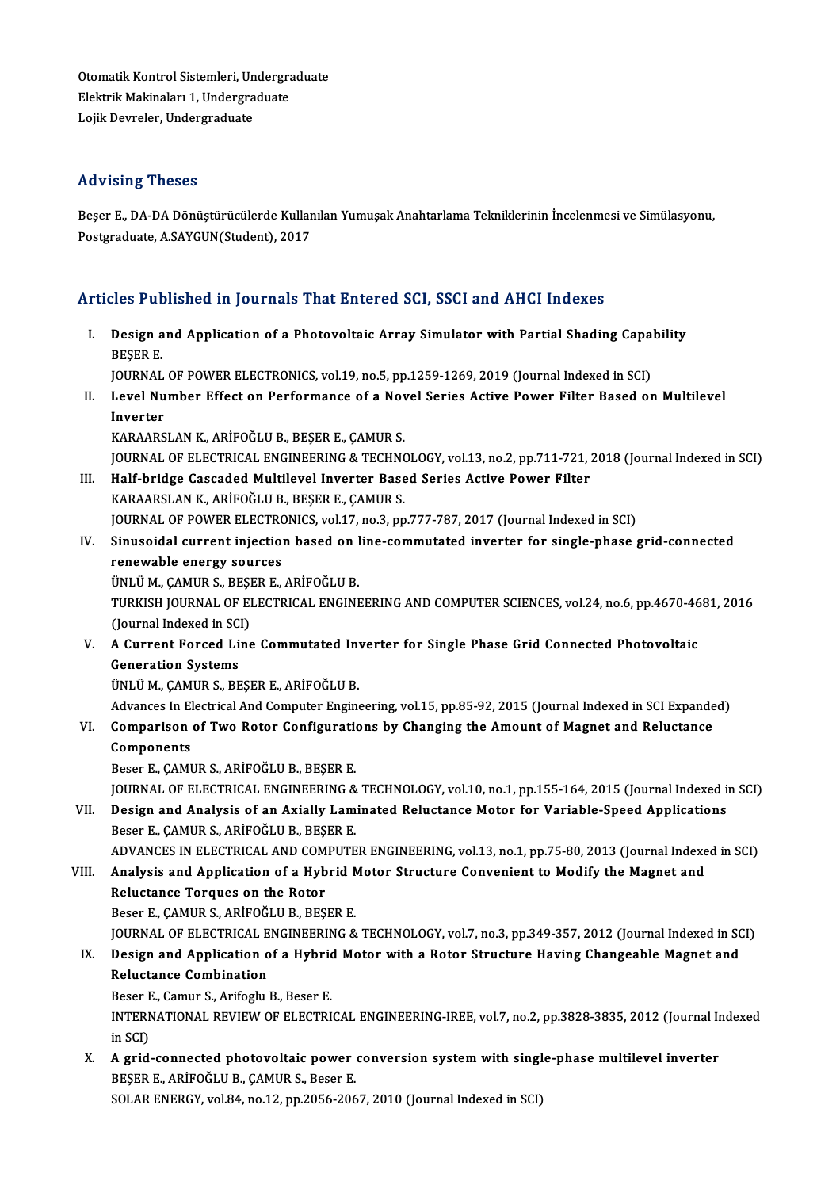Otomatik Kontrol Sistemleri, Undergraduate
Elektrik Makinaları 1, Undergraduate
Lojik Devreler, Undergraduate

## Advising Theses

Beşer E., DA-DA Dönüştürücülerde Kullanılan Yumuşak Anahtarlama Tekniklerinin İncelenmesi ve Simülasyonu, Postgraduate, A.SAYGUN(Student), 2017

## Articles Published in Journals That Entered SCI, SSCI and AHCI Indexes

I. **Design and Application of a Photovoltaic Array Simulator with Partial Shading Capability**
BEŞER E.
JOURNAL OF POWER ELECTRONICS, vol.19, no.5, pp.1259-1269, 2019 (Journal Indexed in SCI)

II. **Level Number Effect on Performance of a Novel Series Active Power Filter Based on Multilevel Inverter**
KARAARSLAN K., ARİFOĞLU B., BEŞER E., ÇAMUR S.
JOURNAL OF ELECTRICAL ENGINEERING & TECHNOLOGY, vol.13, no.2, pp.711-721, 2018 (Journal Indexed in SCI)

III. **Half-bridge Cascaded Multilevel Inverter Based Series Active Power Filter**
KARAARSLAN K., ARİFOĞLU B., BEŞER E., ÇAMUR S.
JOURNAL OF POWER ELECTRONICS, vol.17, no.3, pp.777-787, 2017 (Journal Indexed in SCI)

IV. **Sinusoidal current injection based on line-commutated inverter for single-phase grid-connected renewable energy sources**
ÜNLÜ M., ÇAMUR S., BEŞER E., ARİFOĞLU B.
TURKISH JOURNAL OF ELECTRICAL ENGINEERING AND COMPUTER SCIENCES, vol.24, no.6, pp.4670-4681, 2016 (Journal Indexed in SCI)

V. **A Current Forced Line Commutated Inverter for Single Phase Grid Connected Photovoltaic Generation Systems**
ÜNLÜ M., ÇAMUR S., BEŞER E., ARİFOĞLU B.
Advances In Electrical And Computer Engineering, vol.15, pp.85-92, 2015 (Journal Indexed in SCI Expanded)

VI. **Comparison of Two Rotor Configurations by Changing the Amount of Magnet and Reluctance Components**
Beser E., ÇAMUR S., ARİFOĞLU B., BEŞER E.
JOURNAL OF ELECTRICAL ENGINEERING & TECHNOLOGY, vol.10, no.1, pp.155-164, 2015 (Journal Indexed in SCI)

VII. **Design and Analysis of an Axially Laminated Reluctance Motor for Variable-Speed Applications**
Beser E., ÇAMUR S., ARİFOĞLU B., BEŞER E.
ADVANCES IN ELECTRICAL AND COMPUTER ENGINEERING, vol.13, no.1, pp.75-80, 2013 (Journal Indexed in SCI)

VIII. **Analysis and Application of a Hybrid Motor Structure Convenient to Modify the Magnet and Reluctance Torques on the Rotor**
Beser E., ÇAMUR S., ARİFOĞLU B., BEŞER E.
JOURNAL OF ELECTRICAL ENGINEERING & TECHNOLOGY, vol.7, no.3, pp.349-357, 2012 (Journal Indexed in SCI)

IX. **Design and Application of a Hybrid Motor with a Rotor Structure Having Changeable Magnet and Reluctance Combination**
Beser E., Camur S., Arifoglu B., Beser E.
INTERNATIONAL REVIEW OF ELECTRICAL ENGINEERING-IREE, vol.7, no.2, pp.3828-3835, 2012 (Journal Indexed in SCI)

X. **A grid-connected photovoltaic power conversion system with single-phase multilevel inverter**
BEŞER E., ARİFOĞLU B., ÇAMUR S., Beser E.
SOLAR ENERGY, vol.84, no.12, pp.2056-2067, 2010 (Journal Indexed in SCI)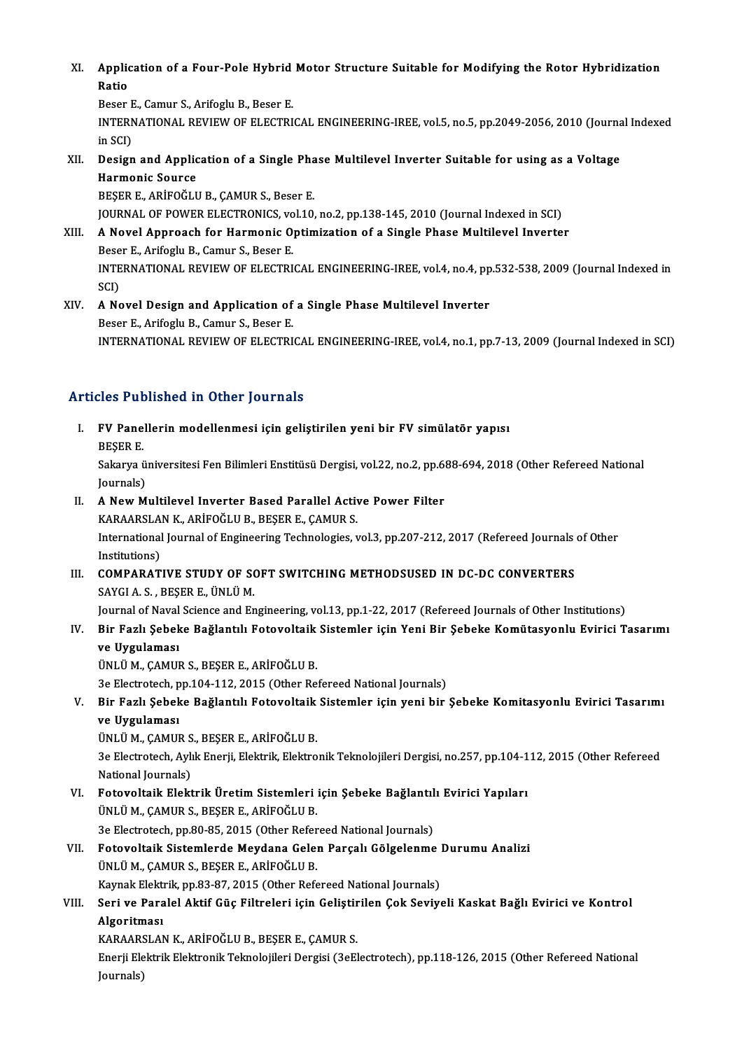XI. **Application of a Four-Pole Hybrid Motor Structure Suitable for Modifying the Rotor Hybridization Ratio**
Beser E., Camur S., Arifoglu B., Beser E.
INTERNATIONAL REVIEW OF ELECTRICAL ENGINEERING-IREE, vol.5, no.5, pp.2049-2056, 2010 (Journal Indexed in SCI)

XII. **Design and Application of a Single Phase Multilevel Inverter Suitable for using as a Voltage Harmonic Source**
BEŞER E., ARİFOĞLU B., ÇAMUR S., Beser E.
JOURNAL OF POWER ELECTRONICS, vol.10, no.2, pp.138-145, 2010 (Journal Indexed in SCI)

XIII. **A Novel Approach for Harmonic Optimization of a Single Phase Multilevel Inverter**
Beser E., Arifoglu B., Camur S., Beser E.
INTERNATIONAL REVIEW OF ELECTRICAL ENGINEERING-IREE, vol.4, no.4, pp.532-538, 2009 (Journal Indexed in SCI)

XIV. **A Novel Design and Application of a Single Phase Multilevel Inverter**
Beser E., Arifoglu B., Camur S., Beser E.
INTERNATIONAL REVIEW OF ELECTRICAL ENGINEERING-IREE, vol.4, no.1, pp.7-13, 2009 (Journal Indexed in SCI)

## Articles Published in Other Journals

I. **FV Panellerin modellenmesi için geliştirilen yeni bir FV simülatör yapısı**
BEŞER E.
Sakarya üniversitesi Fen Bilimleri Enstitüsü Dergisi, vol.22, no.2, pp.688-694, 2018 (Other Refereed National Journals)

II. **A New Multilevel Inverter Based Parallel Active Power Filter**
KARAARSLAN K., ARİFOĞLU B., BEŞER E., ÇAMUR S.
International Journal of Engineering Technologies, vol.3, pp.207-212, 2017 (Refereed Journals of Other Institutions)

III. **COMPARATIVE STUDY OF SOFT SWITCHING METHODSUSED IN DC-DC CONVERTERS**
SAYGI A. S. , BEŞER E., ÜNLÜ M.
Journal of Naval Science and Engineering, vol.13, pp.1-22, 2017 (Refereed Journals of Other Institutions)

IV. **Bir Fazlı Şebeke Bağlantılı Fotovoltaik Sistemler için Yeni Bir Şebeke Komütasyonlu Evirici Tasarımı ve Uygulaması**
ÜNLÜ M., ÇAMUR S., BEŞER E., ARİFOĞLU B.
3e Electrotech, pp.104-112, 2015 (Other Refereed National Journals)

V. **Bir Fazlı Şebeke Bağlantılı Fotovoltaik Sistemler için yeni bir Şebeke Komitasyonlu Evirici Tasarımı ve Uygulaması**
ÜNLÜ M., ÇAMUR S., BEŞER E., ARİFOĞLU B.
3e Electrotech, Aylık Enerji, Elektrik, Elektronik Teknolojileri Dergisi, no.257, pp.104-112, 2015 (Other Refereed National Journals)

VI. **Fotovoltaik Elektrik Üretim Sistemleri için Şebeke Bağlantılı Evirici Yapıları**
ÜNLÜ M., ÇAMUR S., BEŞER E., ARİFOĞLU B.
3e Electrotech, pp.80-85, 2015 (Other Refereed National Journals)

VII. **Fotovoltaik Sistemlerde Meydana Gelen Parçalı Gölgelenme Durumu Analizi**
ÜNLÜ M., ÇAMUR S., BEŞER E., ARİFOĞLU B.
Kaynak Elektrik, pp.83-87, 2015 (Other Refereed National Journals)

VIII. **Seri ve Paralel Aktif Güç Filtreleri için Geliştirilen Çok Seviyeli Kaskat Bağlı Evirici ve Kontrol Algoritması**
KARAARSLAN K., ARİFOĞLU B., BEŞER E., ÇAMUR S.
Enerji Elektrik Elektronik Teknolojileri Dergisi (3eElectrotech), pp.118-126, 2015 (Other Refereed National Journals)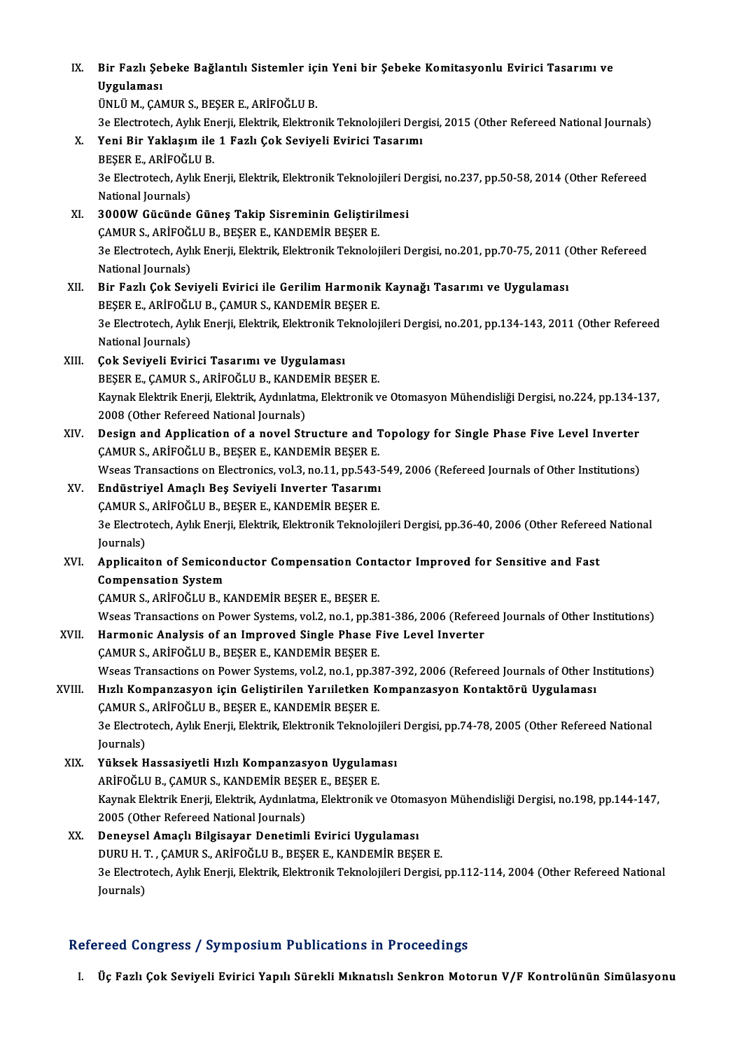IX. **Bir Fazlı Şebeke Bağlantılı Sistemler için Yeni bir Şebeke Komitasyonlu Evirici Tasarımı ve Uygulaması**
ÜNLÜ M., ÇAMUR S., BEŞER E., ARİFOĞLU B.
3e Electrotech, Aylık Enerji, Elektrik, Elektronik Teknolojileri Dergisi, 2015 (Other Refereed National Journals)

X. **Yeni Bir Yaklaşım ile 1 Fazlı Çok Seviyeli Evirici Tasarımı**
BEŞER E., ARİFOĞLU B.
3e Electrotech, Aylık Enerji, Elektrik, Elektronik Teknolojileri Dergisi, no.237, pp.50-58, 2014 (Other Refereed National Journals)

XI. **3000W Gücünde Güneş Takip Sisreminin Geliştirilmesi**
ÇAMUR S., ARİFOĞLU B., BEŞER E., KANDEMİR BEŞER E.
3e Electrotech, Aylık Enerji, Elektrik, Elektronik Teknolojileri Dergisi, no.201, pp.70-75, 2011 (Other Refereed National Journals)

XII. **Bir Fazlı Çok Seviyeli Evirici ile Gerilim Harmonik Kaynağı Tasarımı ve Uygulaması**
BEŞER E., ARİFOĞLU B., ÇAMUR S., KANDEMİR BEŞER E.
3e Electrotech, Aylık Enerji, Elektrik, Elektronik Teknolojileri Dergisi, no.201, pp.134-143, 2011 (Other Refereed National Journals)

XIII. **Çok Seviyeli Evirici Tasarımı ve Uygulaması**
BEŞER E., ÇAMUR S., ARİFOĞLU B., KANDEMİR BEŞER E.
Kaynak Elektrik Enerji, Elektrik, Aydınlatma, Elektronik ve Otomasyon Mühendisliği Dergisi, no.224, pp.134-137, 2008 (Other Refereed National Journals)

XIV. **Design and Application of a novel Structure and Topology for Single Phase Five Level Inverter**
ÇAMUR S., ARİFOĞLU B., BEŞER E., KANDEMİR BEŞER E.
Wseas Transactions on Electronics, vol.3, no.11, pp.543-549, 2006 (Refereed Journals of Other Institutions)

XV. **Endüstriyel Amaçlı Beş Seviyeli Inverter Tasarımı**
ÇAMUR S., ARİFOĞLU B., BEŞER E., KANDEMİR BEŞER E.
3e Electrotech, Aylık Enerji, Elektrik, Elektronik Teknolojileri Dergisi, pp.36-40, 2006 (Other Refereed National Journals)

XVI. **Applicaiton of Semiconductor Compensation Contactor Improved for Sensitive and Fast Compensation System**
ÇAMUR S., ARİFOĞLU B., KANDEMİR BEŞER E., BEŞER E.
Wseas Transactions on Power Systems, vol.2, no.1, pp.381-386, 2006 (Refereed Journals of Other Institutions)

XVII. **Harmonic Analysis of an Improved Single Phase Five Level Inverter**
ÇAMUR S., ARİFOĞLU B., BEŞER E., KANDEMİR BEŞER E.
Wseas Transactions on Power Systems, vol.2, no.1, pp.387-392, 2006 (Refereed Journals of Other Institutions)

XVIII. **Hızlı Kompanzasyon için Geliştirilen Yarıiletken Kompanzasyon Kontaktörü Uygulaması**
ÇAMUR S., ARİFOĞLU B., BEŞER E., KANDEMİR BEŞER E.
3e Electrotech, Aylık Enerji, Elektrik, Elektronik Teknolojileri Dergisi, pp.74-78, 2005 (Other Refereed National Journals)

XIX. **Yüksek Hassasiyetli Hızlı Kompanzasyon Uygulaması**
ARİFOĞLU B., ÇAMUR S., KANDEMİR BEŞER E., BEŞER E.
Kaynak Elektrik Enerji, Elektrik, Aydınlatma, Elektronik ve Otomasyon Mühendisliği Dergisi, no.198, pp.144-147, 2005 (Other Refereed National Journals)

XX. **Deneysel Amaçlı Bilgisayar Denetimli Evirici Uygulaması**
DURU H. T. , ÇAMUR S., ARİFOĞLU B., BEŞER E., KANDEMİR BEŞER E.
3e Electrotech, Aylık Enerji, Elektrik, Elektronik Teknolojileri Dergisi, pp.112-114, 2004 (Other Refereed National Journals)

## Refereed Congress / Symposium Publications in Proceedings

I. **Üç Fazlı Çok Seviyeli Evirici Yapılı Sürekli Mıknatıslı Senkron Motorun V/F Kontrolünün Simülasyonu**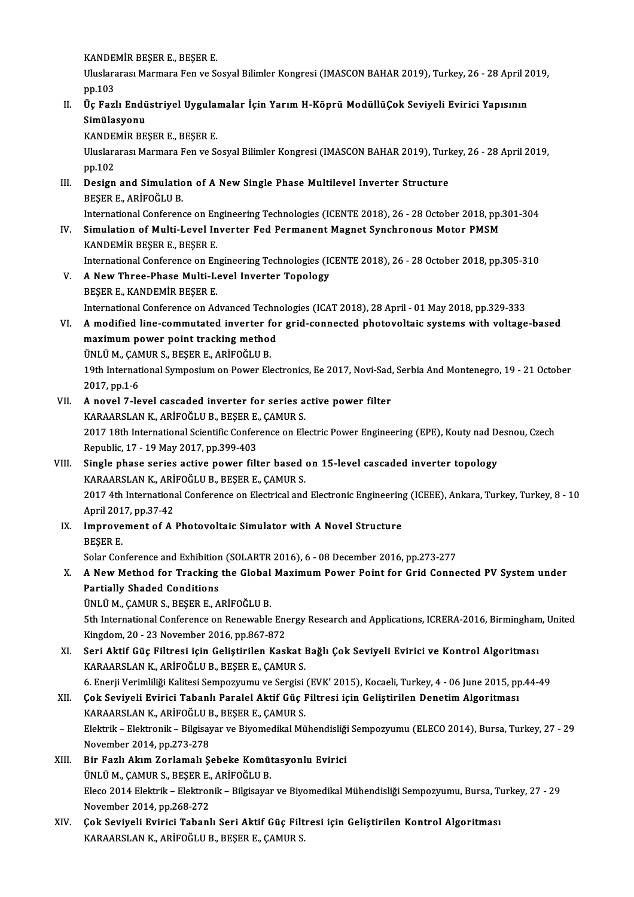KANDEMİR BEŞER E., BEŞER E.
Uluslararası Marmara Fen ve Sosyal Bilimler Kongresi (IMASCON BAHAR 2019), Turkey, 26 - 28 April 2019, pp.103

II. **Üç Fazlı Endüstriyel Uygulamalar İçin Yarım H-Köprü ModüllüÇok Seviyeli Evirici Yapısının Simülasyonu**
KANDEMİR BEŞER E., BEŞER E.
Uluslararası Marmara Fen ve Sosyal Bilimler Kongresi (IMASCON BAHAR 2019), Turkey, 26 - 28 April 2019, pp.102

III. **Design and Simulation of A New Single Phase Multilevel Inverter Structure**
BEŞER E., ARİFOĞLU B.
International Conference on Engineering Technologies (ICENTE 2018), 26 - 28 October 2018, pp.301-304

IV. **Simulation of Multi-Level Inverter Fed Permanent Magnet Synchronous Motor PMSM**
KANDEMİR BEŞER E., BEŞER E.
International Conference on Engineering Technologies (ICENTE 2018), 26 - 28 October 2018, pp.305-310

V. **A New Three-Phase Multi-Level Inverter Topology**
BEŞER E., KANDEMİR BEŞER E.
International Conference on Advanced Technologies (ICAT 2018), 28 April - 01 May 2018, pp.329-333

VI. **A modified line-commutated inverter for grid-connected photovoltaic systems with voltage-based maximum power point tracking method**
ÜNLÜ M., ÇAMUR S., BEŞER E., ARİFOĞLU B.
19th International Symposium on Power Electronics, Ee 2017, Novi-Sad, Serbia And Montenegro, 19 - 21 October 2017, pp.1-6

VII. **A novel 7-level cascaded inverter for series active power filter**
KARAARSLAN K., ARİFOĞLU B., BEŞER E., ÇAMUR S.
2017 18th International Scientific Conference on Electric Power Engineering (EPE), Kouty nad Desnou, Czech Republic, 17 - 19 May 2017, pp.399-403

VIII. **Single phase series active power filter based on 15-level cascaded inverter topology**
KARAARSLAN K., ARİFOĞLU B., BEŞER E., ÇAMUR S.
2017 4th International Conference on Electrical and Electronic Engineering (ICEEE), Ankara, Turkey, Turkey, 8 - 10 April 2017, pp.37-42

IX. **Improvement of A Photovoltaic Simulator with A Novel Structure**
BEŞER E.
Solar Conference and Exhibition (SOLARTR 2016), 6 - 08 December 2016, pp.273-277

X. **A New Method for Tracking the Global Maximum Power Point for Grid Connected PV System under Partially Shaded Conditions**
ÜNLÜ M., ÇAMUR S., BEŞER E., ARİFOĞLU B.
5th International Conference on Renewable Energy Research and Applications, ICRERA-2016, Birmingham, United Kingdom, 20 - 23 November 2016, pp.867-872

XI. **Seri Aktif Güç Filtresi için Geliştirilen Kaskat Bağlı Çok Seviyeli Evirici ve Kontrol Algoritması**
KARAARSLAN K., ARİFOĞLU B., BEŞER E., ÇAMUR S.
6. Enerji Verimliliği Kalitesi Sempozyumu ve Sergisi (EVK' 2015), Kocaeli, Turkey, 4 - 06 June 2015, pp.44-49

XII. **Çok Seviyeli Evirici Tabanlı Paralel Aktif Güç Filtresi için Geliştirilen Denetim Algoritması**
KARAARSLAN K., ARİFOĞLU B., BEŞER E., ÇAMUR S.
Elektrik – Elektronik – Bilgisayar ve Biyomedikal Mühendisliği Sempozyumu (ELECO 2014), Bursa, Turkey, 27 - 29 November 2014, pp.273-278

XIII. **Bir Fazlı Akım Zorlamalı Şebeke Komütasyonlu Evirici**
ÜNLÜ M., ÇAMUR S., BEŞER E., ARİFOĞLU B.
Eleco 2014 Elektrik – Elektronik – Bilgisayar ve Biyomedikal Mühendisliği Sempozyumu, Bursa, Turkey, 27 - 29 November 2014, pp.268-272

XIV. **Çok Seviyeli Evirici Tabanlı Seri Aktif Güç Filtresi için Geliştirilen Kontrol Algoritması**
KARAARSLAN K., ARİFOĞLU B., BEŞER E., ÇAMUR S.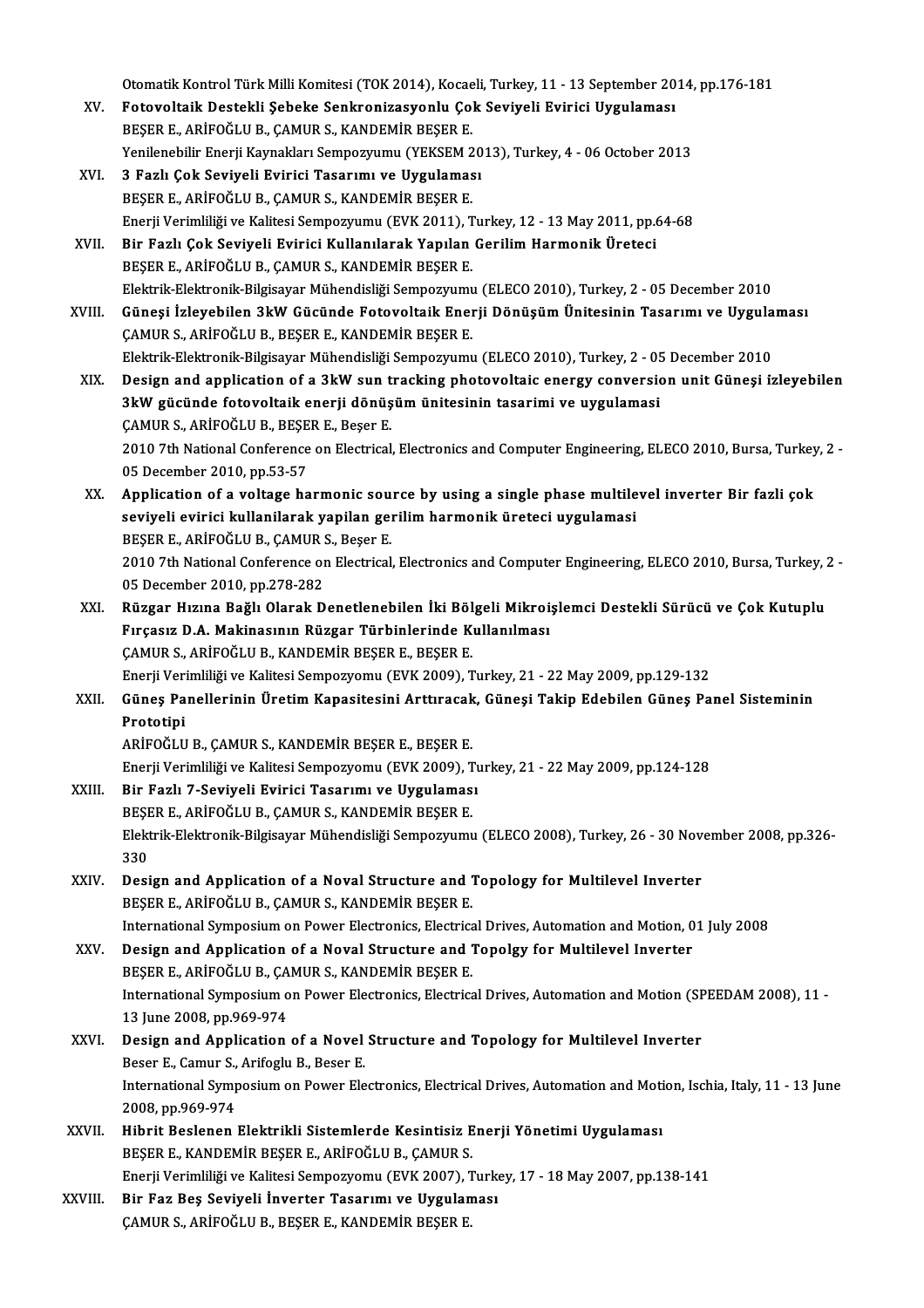Otomatik Kontrol Türk Milli Komitesi (TOK 2014), Kocaeli, Turkey, 11 - 13 September 2014, pp.176-181

XV. **Fotovoltaik Destekli Şebeke Senkronizasyonlu Çok Seviyeli Evirici Uygulaması**
BEŞER E., ARİFOĞLU B., ÇAMUR S., KANDEMİR BEŞER E.
Yenilenebilir Enerji Kaynakları Sempozyumu (YEKSEM 2013), Turkey, 4 - 06 October 2013

XVI. **3 Fazlı Çok Seviyeli Evirici Tasarımı ve Uygulaması**
BEŞER E., ARİFOĞLU B., ÇAMUR S., KANDEMİR BEŞER E.
Enerji Verimliliği ve Kalitesi Sempozyumu (EVK 2011), Turkey, 12 - 13 May 2011, pp.64-68

XVII. **Bir Fazlı Çok Seviyeli Evirici Kullanılarak Yapılan Gerilim Harmonik Üreteci**
BEŞER E., ARİFOĞLU B., ÇAMUR S., KANDEMİR BEŞER E.
Elektrik-Elektronik-Bilgisayar Mühendisliği Sempozyumu (ELECO 2010), Turkey, 2 - 05 December 2010

XVIII. **Güneşi İzleyebilen 3kW Gücünde Fotovoltaik Enerji Dönüşüm Ünitesinin Tasarımı ve Uygulaması**
ÇAMUR S., ARİFOĞLU B., BEŞER E., KANDEMİR BEŞER E.
Elektrik-Elektronik-Bilgisayar Mühendisliği Sempozyumu (ELECO 2010), Turkey, 2 - 05 December 2010

XIX. **Design and application of a 3kW sun tracking photovoltaic energy conversion unit Güneşi izleyebilen 3kW gücünde fotovoltaik enerji dönüşüm ünitesinin tasarimi ve uygulamasi**
ÇAMUR S., ARİFOĞLU B., BEŞER E., Beşer E.
2010 7th National Conference on Electrical, Electronics and Computer Engineering, ELECO 2010, Bursa, Turkey, 2 - 05 December 2010, pp.53-57

XX. **Application of a voltage harmonic source by using a single phase multilevel inverter Bir fazli çok seviyeli evirici kullanilarak yapilan gerilim harmonik üreteci uygulamasi**
BEŞER E., ARİFOĞLU B., ÇAMUR S., Beşer E.
2010 7th National Conference on Electrical, Electronics and Computer Engineering, ELECO 2010, Bursa, Turkey, 2 - 05 December 2010, pp.278-282

XXI. **Rüzgar Hızına Bağlı Olarak Denetlenebilen İki Bölgeli Mikroişlemci Destekli Sürücü ve Çok Kutuplu Fırçasız D.A. Makinasının Rüzgar Türbinlerinde Kullanılması**
ÇAMUR S., ARİFOĞLU B., KANDEMİR BEŞER E., BEŞER E.
Enerji Verimliliği ve Kalitesi Sempozyumu (EVK 2009), Turkey, 21 - 22 May 2009, pp.129-132

XXII. **Güneş Panellerinin Üretim Kapasitesini Arttıracak, Güneşi Takip Edebilen Güneş Panel Sisteminin Prototipi**
ARİFOĞLU B., ÇAMUR S., KANDEMİR BEŞER E., BEŞER E.
Enerji Verimliliği ve Kalitesi Sempozyumu (EVK 2009), Turkey, 21 - 22 May 2009, pp.124-128

XXIII. **Bir Fazlı 7-Seviyeli Evirici Tasarımı ve Uygulaması**
BEŞER E., ARİFOĞLU B., ÇAMUR S., KANDEMİR BEŞER E.
Elektrik-Elektronik-Bilgisayar Mühendisliği Sempozyumu (ELECO 2008), Turkey, 26 - 30 November 2008, pp.326-330

XXIV. **Design and Application of a Noval Structure and Topology for Multilevel Inverter**
BEŞER E., ARİFOĞLU B., ÇAMUR S., KANDEMİR BEŞER E.
International Symposium on Power Electronics, Electrical Drives, Automation and Motion, 01 July 2008

XXV. **Design and Application of a Noval Structure and Topolgy for Multilevel Inverter**
BEŞER E., ARİFOĞLU B., ÇAMUR S., KANDEMİR BEŞER E.
International Symposium on Power Electronics, Electrical Drives, Automation and Motion (SPEEDAM 2008), 11 - 13 June 2008, pp.969-974

XXVI. **Design and Application of a Novel Structure and Topology for Multilevel Inverter**
Beser E., Camur S., Arifoglu B., Beser E.
International Symposium on Power Electronics, Electrical Drives, Automation and Motion, Ischia, Italy, 11 - 13 June 2008, pp.969-974

XXVII. **Hibrit Beslenen Elektrikli Sistemlerde Kesintisiz Enerji Yönetimi Uygulaması**
BEŞER E., KANDEMİR BEŞER E., ARİFOĞLU B., ÇAMUR S.
Enerji Verimliliği ve Kalitesi Sempozyumu (EVK 2007), Turkey, 17 - 18 May 2007, pp.138-141

XXVIII. **Bir Faz Beş Seviyeli İnverter Tasarımı ve Uygulaması**
ÇAMUR S., ARİFOĞLU B., BEŞER E., KANDEMİR BEŞER E.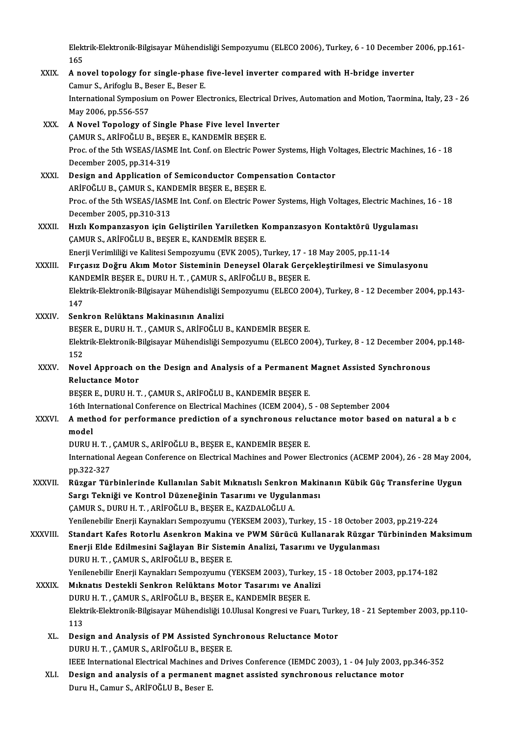Elektrik-Elektronik-Bilgisayar Mühendisliği Sempozyumu (ELECO 2006), Turkey, 6 - 10 December 2006, pp.161-165

XXIX. **A novel topology for single-phase five-level inverter compared with H-bridge inverter**
Camur S., Arifoglu B., Beser E., Beser E.
International Symposium on Power Electronics, Electrical Drives, Automation and Motion, Taormina, Italy, 23 - 26 May 2006, pp.556-557

XXX. **A Novel Topology of Single Phase Five level Inverter**
ÇAMUR S., ARİFOĞLU B., BEŞER E., KANDEMİR BEŞER E.
Proc. of the 5th WSEAS/IASME Int. Conf. on Electric Power Systems, High Voltages, Electric Machines, 16 - 18 December 2005, pp.314-319

XXXI. **Design and Application of Semiconductor Compensation Contactor**
ARİFOĞLU B., ÇAMUR S., KANDEMİR BEŞER E., BEŞER E.
Proc. of the 5th WSEAS/IASME Int. Conf. on Electric Power Systems, High Voltages, Electric Machines, 16 - 18 December 2005, pp.310-313

XXXII. **Hızlı Kompanzasyon için Geliştirilen Yarıiletken Kompanzasyon Kontaktörü Uygulaması**
ÇAMUR S., ARİFOĞLU B., BEŞER E., KANDEMİR BEŞER E.
Enerji Verimliliği ve Kalitesi Sempozyumu (EVK 2005), Turkey, 17 - 18 May 2005, pp.11-14

XXXIII. **Fırçasız Doğru Akım Motor Sisteminin Deneysel Olarak Gerçekleştirilmesi ve Simulasyonu**
KANDEMİR BEŞER E., DURU H. T. , ÇAMUR S., ARİFOĞLU B., BEŞER E.
Elektrik-Elektronik-Bilgisayar Mühendisliği Sempozyumu (ELECO 2004), Turkey, 8 - 12 December 2004, pp.143-147

XXXIV. **Senkron Relüktans Makinasının Analizi**
BEŞER E., DURU H. T. , ÇAMUR S., ARİFOĞLU B., KANDEMİR BEŞER E.
Elektrik-Elektronik-Bilgisayar Mühendisliği Sempozyumu (ELECO 2004), Turkey, 8 - 12 December 2004, pp.148-152

XXXV. **Novel Approach on the Design and Analysis of a Permanent Magnet Assisted Synchronous Reluctance Motor**
BEŞER E., DURU H. T. , ÇAMUR S., ARİFOĞLU B., KANDEMİR BEŞER E.
16th International Conference on Electrical Machines (ICEM 2004), 5 - 08 September 2004

XXXVI. **A method for performance prediction of a synchronous reluctance motor based on natural a b c model**
DURU H. T. , ÇAMUR S., ARİFOĞLU B., BEŞER E., KANDEMİR BEŞER E.
International Aegean Conference on Electrical Machines and Power Electronics (ACEMP 2004), 26 - 28 May 2004, pp.322-327

XXXVII. **Rüzgar Türbinlerinde Kullanılan Sabit Mıknatıslı Senkron Makinanın Kübik Güç Transferine Uygun Sargı Tekniği ve Kontrol Düzeneğinin Tasarımı ve Uygulanması**
ÇAMUR S., DURU H. T. , ARİFOĞLU B., BEŞER E., KAZDALOĞLU A.
Yenilenebilir Enerji Kaynakları Sempozyumu (YEKSEM 2003), Turkey, 15 - 18 October 2003, pp.219-224

XXXVIII. **Standart Kafes Rotorlu Asenkron Makina ve PWM Sürücü Kullanarak Rüzgar Türbininden Maksimum Enerji Elde Edilmesini Sağlayan Bir Sistemin Analizi, Tasarımı ve Uygulanması**
DURU H. T. , ÇAMUR S., ARİFOĞLU B., BEŞER E.
Yenilenebilir Enerji Kaynakları Sempozyumu (YEKSEM 2003), Turkey, 15 - 18 October 2003, pp.174-182

XXXIX. **Mıknatıs Destekli Senkron Relüktans Motor Tasarımı ve Analizi**
DURU H. T. , ÇAMUR S., ARİFOĞLU B., BEŞER E., KANDEMİR BEŞER E.
Elektrik-Elektronik-Bilgisayar Mühendisliği 10.Ulusal Kongresi ve Fuarı, Turkey, 18 - 21 September 2003, pp.110-113

XL. **Design and Analysis of PM Assisted Synchronous Reluctance Motor**
DURU H. T. , ÇAMUR S., ARİFOĞLU B., BEŞER E.
IEEE International Electrical Machines and Drives Conference (IEMDC 2003), 1 - 04 July 2003, pp.346-352

XLI. **Design and analysis of a permanent magnet assisted synchronous reluctance motor**
Duru H., Camur S., ARİFOĞLU B., Beser E.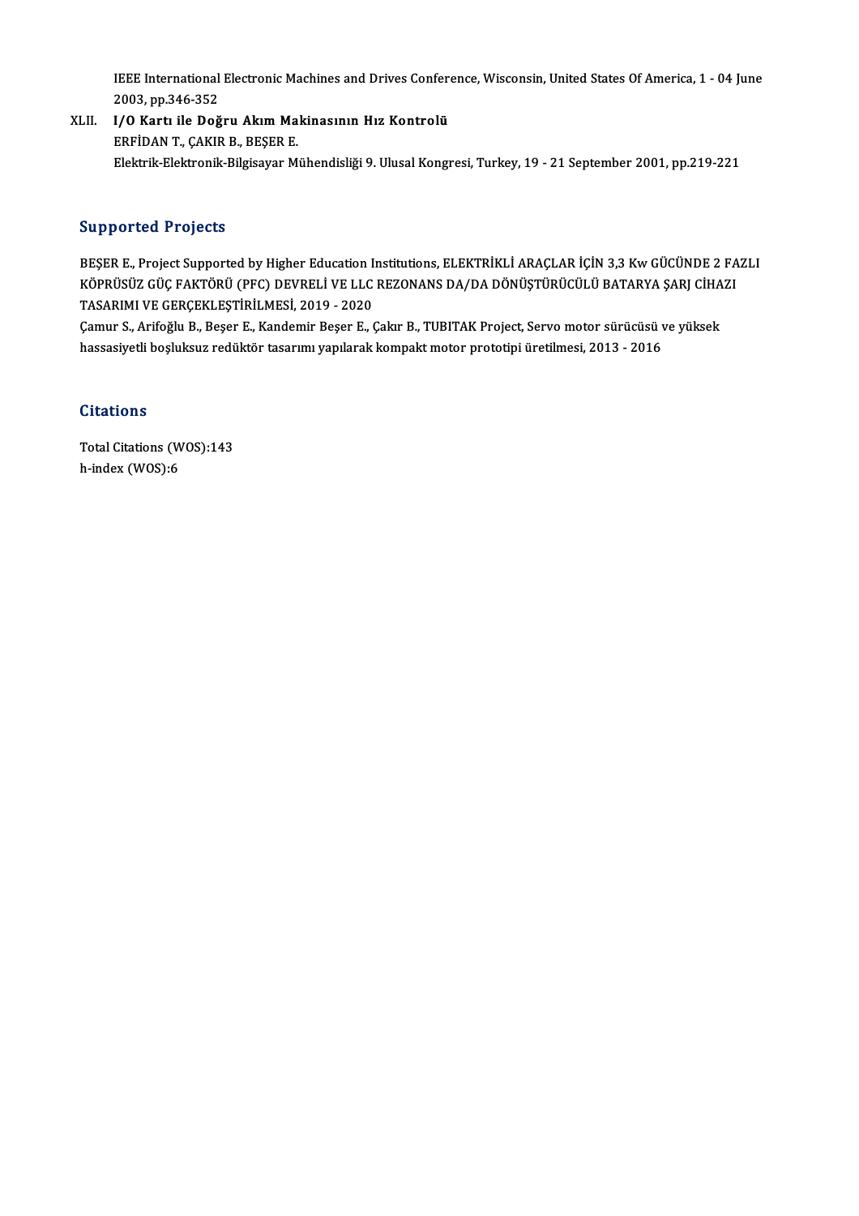IEEE International Electronic Machines and Drives Conference, Wisconsin, United States Of America, 1 - 04 June 2003, pp.346-352

XLII. **I/O Kartı ile Doğru Akım Makinasının Hız Kontrolü**
ERFİDAN T., ÇAKIR B., BEŞER E.
Elektrik-Elektronik-Bilgisayar Mühendisliği 9. Ulusal Kongresi, Turkey, 19 - 21 September 2001, pp.219-221

## Supported Projects

BEŞER E., Project Supported by Higher Education Institutions, ELEKTRİKLİ ARAÇLAR İÇİN 3,3 Kw GÜCÜNDE 2 FAZLI KÖPRÜSÜZ GÜÇ FAKTÖRÜ (PFC) DEVRELİ VE LLC REZONANS DA/DA DÖNÜŞTÜRÜCÜLÜ BATARYA ŞARJ CİHAZI TASARIMI VE GERÇEKLEŞTİRİLMESİ, 2019 - 2020

Çamur S., Arifoğlu B., Beşer E., Kandemir Beşer E., Çakır B., TUBITAK Project, Servo motor sürücüsü ve yüksek hassasiyetli boşluksuz redüktör tasarımı yapılarak kompakt motor prototipi üretilmesi, 2013 - 2016

## Citations

Total Citations (WOS):143
h-index (WOS):6